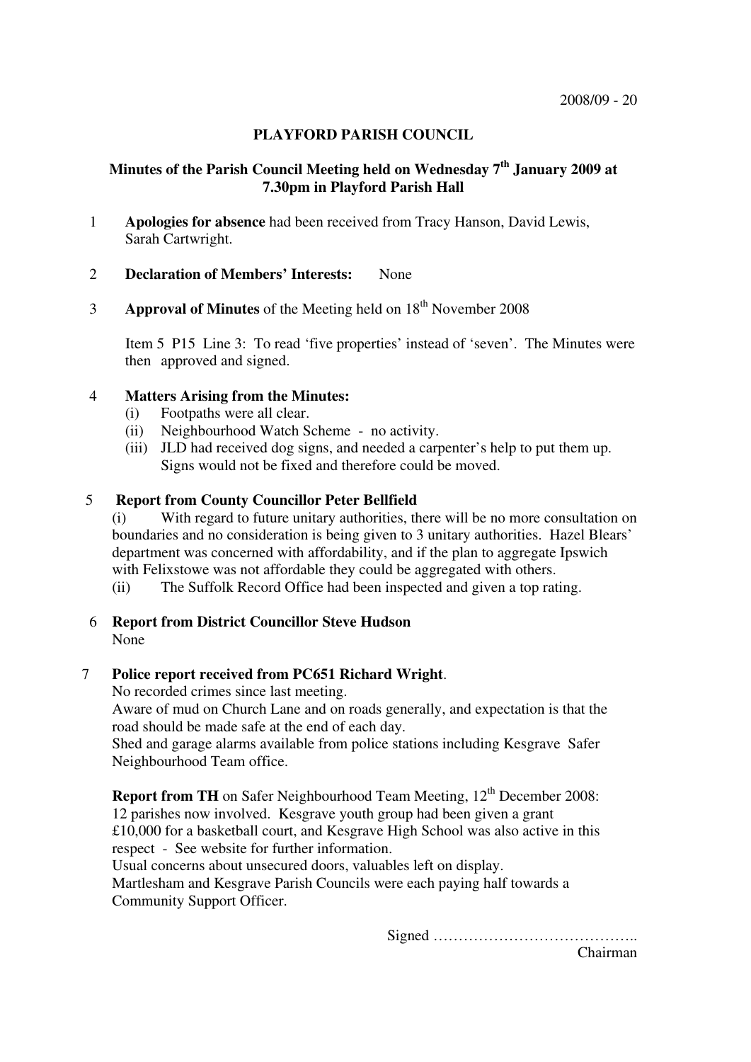2008/09 - 20

# PLAYFORD PARISH COUNCIL

## Minutes of the Parish Council Meeting held on Wednesday 7th January 2009 at 7.30pm in Playford Parish Hall

1 **Apologies for absence** had been received from Tracy Hanson, David Lewis, Sarah Cartwright.

2 **Declaration of Members' Interests:** None

3 **Approval of Minutes** of the Meeting held on 18th November 2008

Item 5 P15 Line 3: To read 'five properties' instead of 'seven'. The Minutes were then approved and signed.

4 **Matters Arising from the Minutes:**

(i) Footpaths were all clear.
(ii) Neighbourhood Watch Scheme - no activity.
(iii) JLD had received dog signs, and needed a carpenter's help to put them up. Signs would not be fixed and therefore could be moved.

5 **Report from County Councillor Peter Bellfield**

(i) With regard to future unitary authorities, there will be no more consultation on boundaries and no consideration is being given to 3 unitary authorities. Hazel Blears' department was concerned with affordability, and if the plan to aggregate Ipswich with Felixstowe was not affordable they could be aggregated with others.
(ii) The Suffolk Record Office had been inspected and given a top rating.

6 **Report from District Councillor Steve Hudson**
None

7 **Police report received from PC651 Richard Wright**.
No recorded crimes since last meeting.
Aware of mud on Church Lane and on roads generally, and expectation is that the road should be made safe at the end of each day.
Shed and garage alarms available from police stations including Kesgrave Safer Neighbourhood Team office.

**Report from TH** on Safer Neighbourhood Team Meeting, 12th December 2008:
12 parishes now involved. Kesgrave youth group had been given a grant £10,000 for a basketball court, and Kesgrave High School was also active in this respect - See website for further information.
Usual concerns about unsecured doors, valuables left on display.
Martlesham and Kesgrave Parish Councils were each paying half towards a Community Support Officer.

Signed …………………………………..
Chairman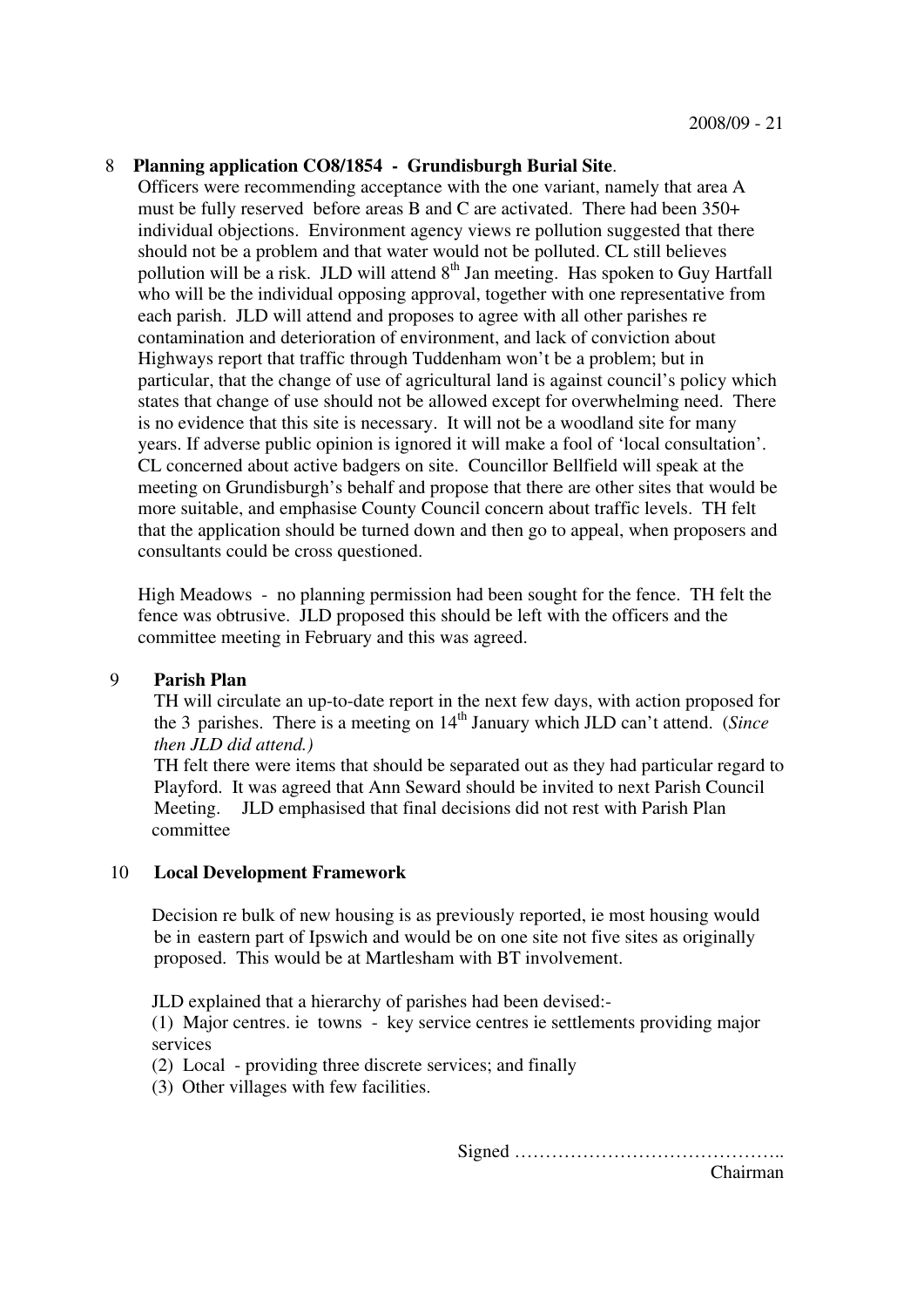## 8 Planning application CO8/1854 - Grundisburgh Burial Site.

Officers were recommending acceptance with the one variant, namely that area A must be fully reserved before areas B and C are activated. There had been 350+ individual objections. Environment agency views re pollution suggested that there should not be a problem and that water would not be polluted. CL still believes pollution will be a risk. JLD will attend 8th Jan meeting. Has spoken to Guy Hartfall who will be the individual opposing approval, together with one representative from each parish. JLD will attend and proposes to agree with all other parishes re contamination and deterioration of environment, and lack of conviction about Highways report that traffic through Tuddenham won't be a problem; but in particular, that the change of use of agricultural land is against council's policy which states that change of use should not be allowed except for overwhelming need. There is no evidence that this site is necessary. It will not be a woodland site for many years. If adverse public opinion is ignored it will make a fool of 'local consultation'. CL concerned about active badgers on site. Councillor Bellfield will speak at the meeting on Grundisburgh's behalf and propose that there are other sites that would be more suitable, and emphasise County Council concern about traffic levels. TH felt that the application should be turned down and then go to appeal, when proposers and consultants could be cross questioned.

High Meadows - no planning permission had been sought for the fence. TH felt the fence was obtrusive. JLD proposed this should be left with the officers and the committee meeting in February and this was agreed.

## 9 Parish Plan

TH will circulate an up-to-date report in the next few days, with action proposed for the 3 parishes. There is a meeting on 14th January which JLD can't attend. (*Since then JLD did attend.*)

TH felt there were items that should be separated out as they had particular regard to Playford. It was agreed that Ann Seward should be invited to next Parish Council Meeting. JLD emphasised that final decisions did not rest with Parish Plan committee

## 10 Local Development Framework

Decision re bulk of new housing is as previously reported, ie most housing would be in eastern part of Ipswich and would be on one site not five sites as originally proposed. This would be at Martlesham with BT involvement.

JLD explained that a hierarchy of parishes had been devised:-

(1) Major centres. ie towns - key service centres ie settlements providing major services

(2) Local - providing three discrete services; and finally

(3) Other villages with few facilities.

Signed ……………………………………..
Chairman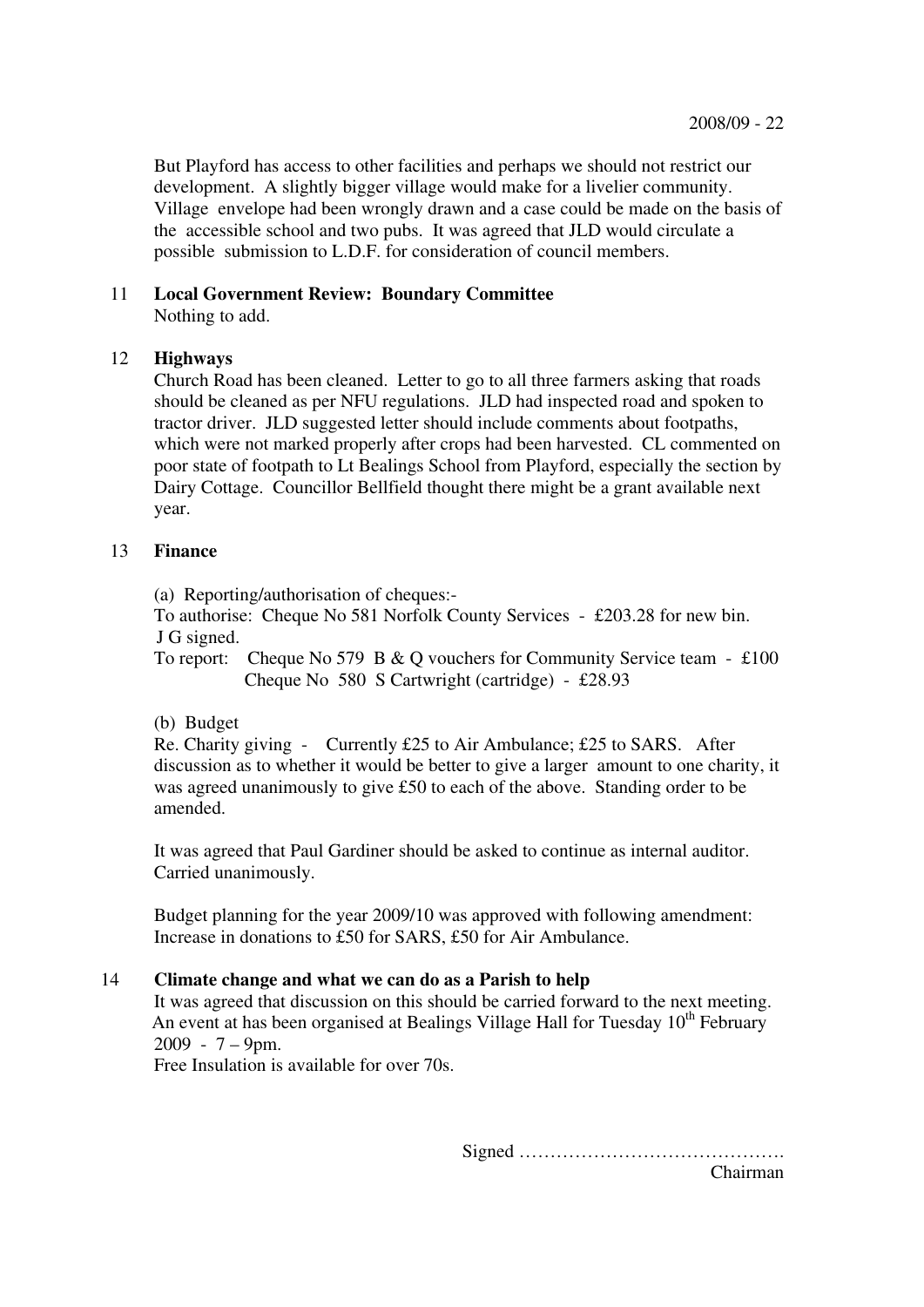But Playford has access to other facilities and perhaps we should not restrict our development. A slightly bigger village would make for a livelier community. Village envelope had been wrongly drawn and a case could be made on the basis of the accessible school and two pubs. It was agreed that JLD would circulate a possible submission to L.D.F. for consideration of council members.

11 **Local Government Review: Boundary Committee**
Nothing to add.

12 **Highways**
Church Road has been cleaned. Letter to go to all three farmers asking that roads should be cleaned as per NFU regulations. JLD had inspected road and spoken to tractor driver. JLD suggested letter should include comments about footpaths, which were not marked properly after crops had been harvested. CL commented on poor state of footpath to Lt Bealings School from Playford, especially the section by Dairy Cottage. Councillor Bellfield thought there might be a grant available next year.

13 **Finance**

(a) Reporting/authorisation of cheques:-
To authorise: Cheque No 581 Norfolk County Services - £203.28 for new bin.
J G signed.
To report: Cheque No 579 B & Q vouchers for Community Service team - £100
Cheque No 580 S Cartwright (cartridge) - £28.93

(b) Budget
Re. Charity giving - Currently £25 to Air Ambulance; £25 to SARS. After discussion as to whether it would be better to give a larger amount to one charity, it was agreed unanimously to give £50 to each of the above. Standing order to be amended.

It was agreed that Paul Gardiner should be asked to continue as internal auditor. Carried unanimously.

Budget planning for the year 2009/10 was approved with following amendment: Increase in donations to £50 for SARS, £50 for Air Ambulance.

14 **Climate change and what we can do as a Parish to help**
It was agreed that discussion on this should be carried forward to the next meeting. An event at has been organised at Bealings Village Hall for Tuesday 10th February 2009 - 7 – 9pm.
Free Insulation is available for over 70s.

Signed …………………………………….
Chairman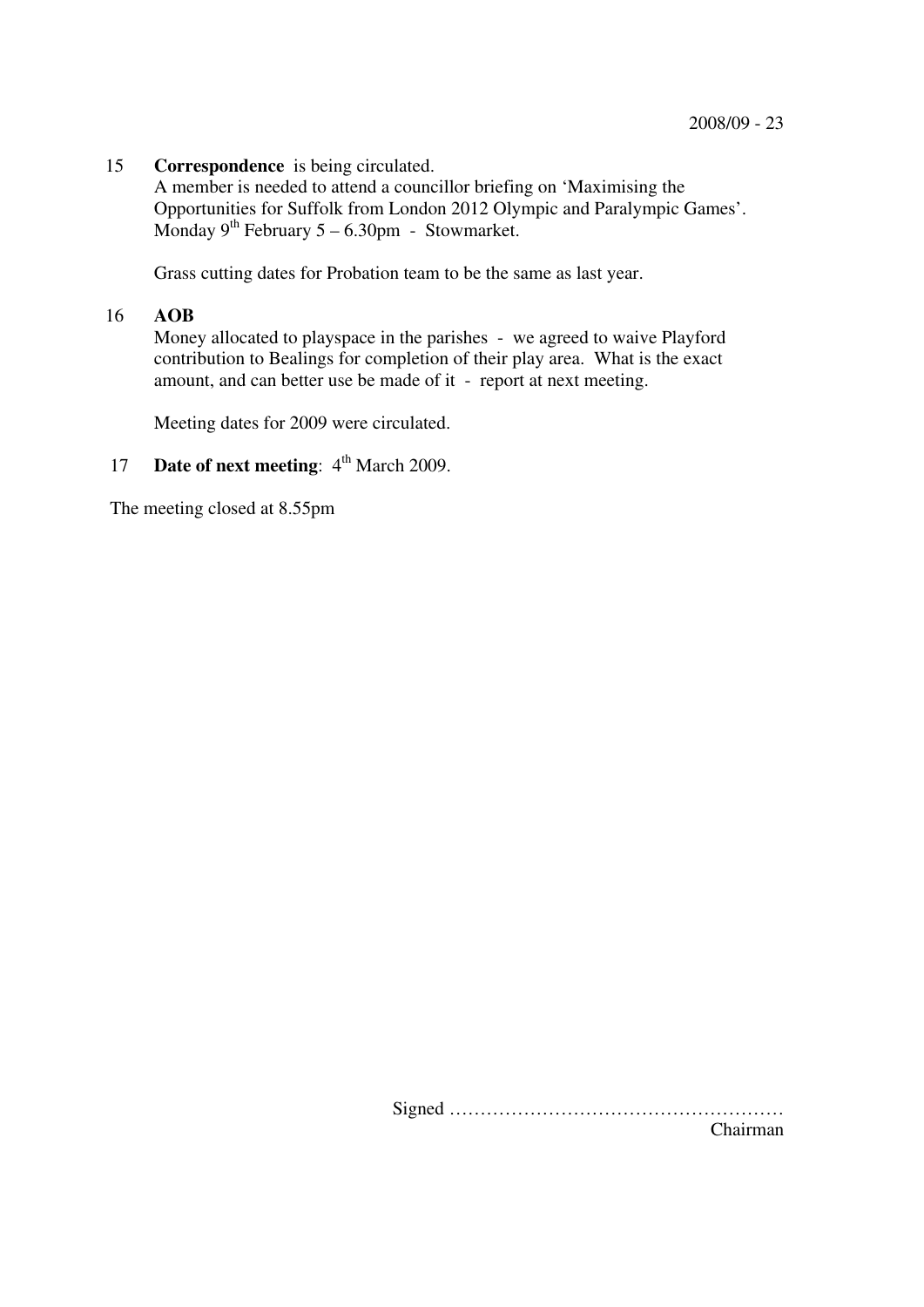15 **Correspondence** is being circulated.
A member is needed to attend a councillor briefing on 'Maximising the Opportunities for Suffolk from London 2012 Olympic and Paralympic Games'. Monday 9th February 5 – 6.30pm - Stowmarket.

Grass cutting dates for Probation team to be the same as last year.

16 **AOB**
Money allocated to playspace in the parishes - we agreed to waive Playford contribution to Bealings for completion of their play area. What is the exact amount, and can better use be made of it - report at next meeting.

Meeting dates for 2009 were circulated.

17 **Date of next meeting**: 4th March 2009.

The meeting closed at 8.55pm

Signed ………………………………………………
Chairman